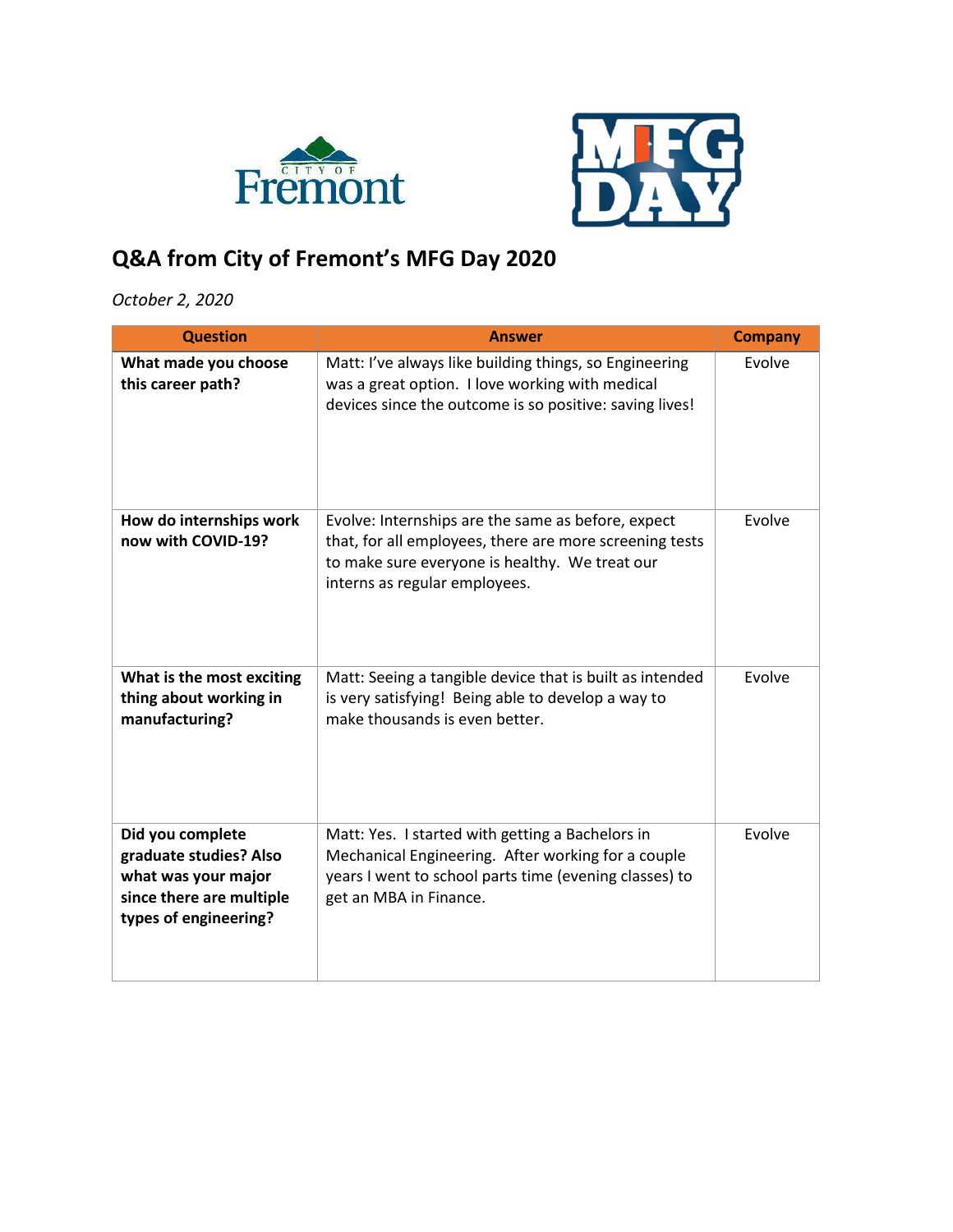# Q&A from City of Fremont's MFG Day 2020

*October 2, 2020*

| Question | Answer | Company |
|---|---|---|
| **What made you choose this career path?** | Matt: I've always like building things, so Engineering was a great option. I love working with medical devices since the outcome is so positive: saving lives! | Evolve |
| **How do internships work now with COVID-19?** | Evolve: Internships are the same as before, expect that, for all employees, there are more screening tests to make sure everyone is healthy. We treat our interns as regular employees. | Evolve |
| **What is the most exciting thing about working in manufacturing?** | Matt: Seeing a tangible device that is built as intended is very satisfying! Being able to develop a way to make thousands is even better. | Evolve |
| **Did you complete graduate studies? Also what was your major since there are multiple types of engineering?** | Matt: Yes. I started with getting a Bachelors in Mechanical Engineering. After working for a couple years I went to school parts time (evening classes) to get an MBA in Finance. | Evolve |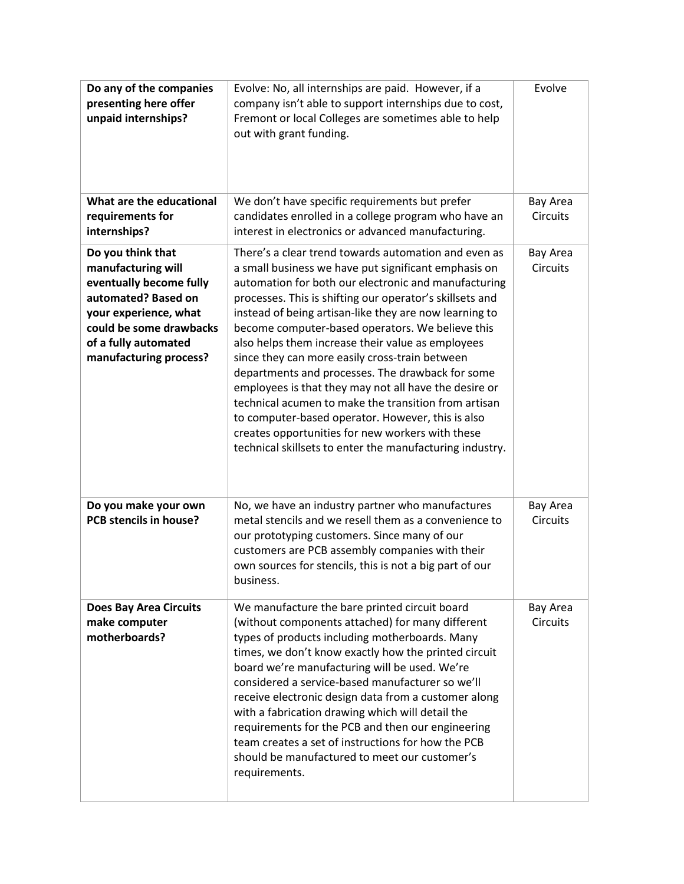| **Do any of the companies presenting here offer unpaid internships?** | Evolve: No, all internships are paid. However, if a company isn't able to support internships due to cost, Fremont or local Colleges are sometimes able to help out with grant funding. | Evolve |
|---|---|---|
| **What are the educational requirements for internships?** | We don't have specific requirements but prefer candidates enrolled in a college program who have an interest in electronics or advanced manufacturing. | Bay Area Circuits |
| **Do you think that manufacturing will eventually become fully automated? Based on your experience, what could be some drawbacks of a fully automated manufacturing process?** | There's a clear trend towards automation and even as a small business we have put significant emphasis on automation for both our electronic and manufacturing processes. This is shifting our operator's skillsets and instead of being artisan-like they are now learning to become computer-based operators. We believe this also helps them increase their value as employees since they can more easily cross-train between departments and processes. The drawback for some employees is that they may not all have the desire or technical acumen to make the transition from artisan to computer-based operator. However, this is also creates opportunities for new workers with these technical skillsets to enter the manufacturing industry. | Bay Area Circuits |
| **Do you make your own PCB stencils in house?** | No, we have an industry partner who manufactures metal stencils and we resell them as a convenience to our prototyping customers. Since many of our customers are PCB assembly companies with their own sources for stencils, this is not a big part of our business. | Bay Area Circuits |
| **Does Bay Area Circuits make computer motherboards?** | We manufacture the bare printed circuit board (without components attached) for many different types of products including motherboards. Many times, we don't know exactly how the printed circuit board we're manufacturing will be used. We're considered a service-based manufacturer so we'll receive electronic design data from a customer along with a fabrication drawing which will detail the requirements for the PCB and then our engineering team creates a set of instructions for how the PCB should be manufactured to meet our customer's requirements. | Bay Area Circuits |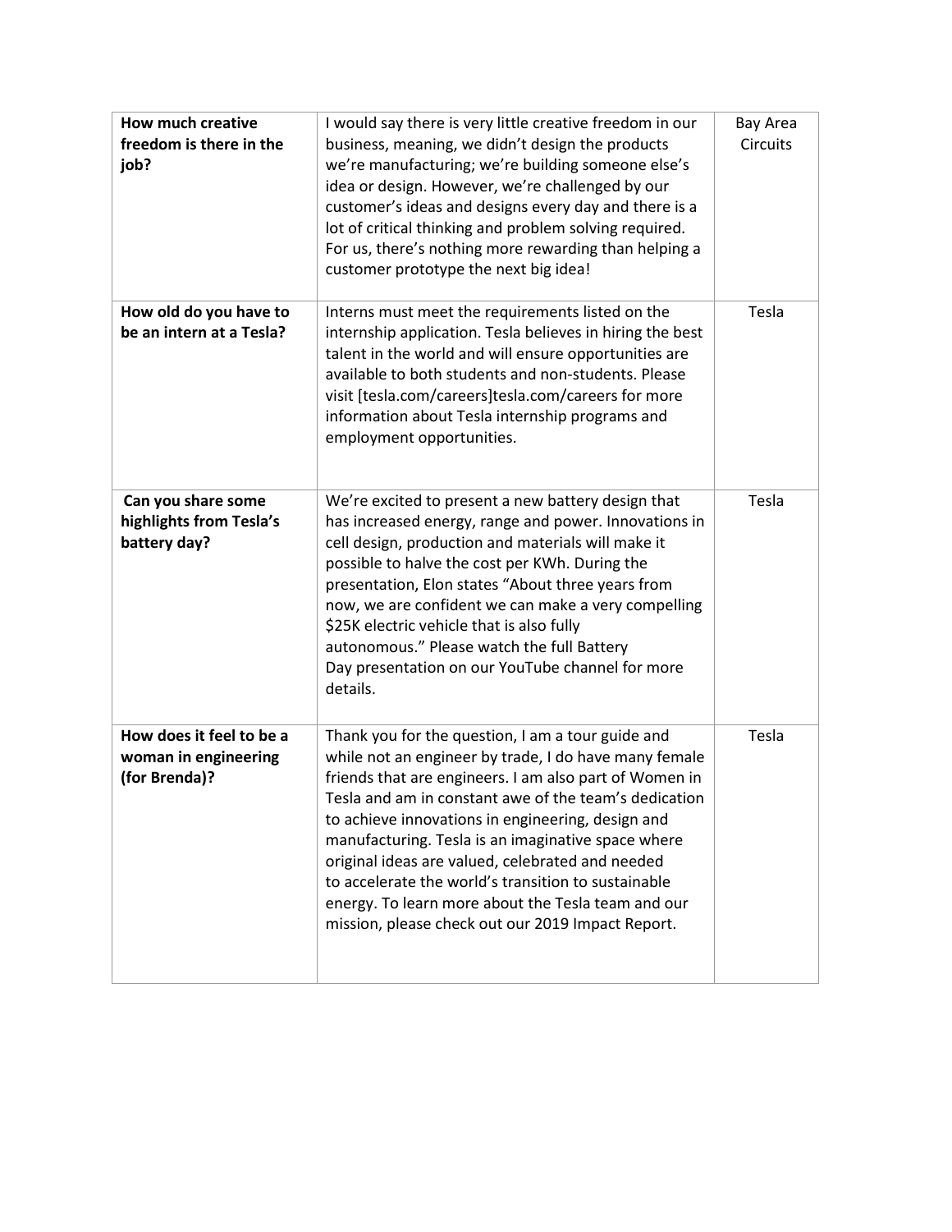| **How much creative freedom is there in the job?** | I would say there is very little creative freedom in our business, meaning, we didn't design the products we're manufacturing; we're building someone else's idea or design. However, we're challenged by our customer's ideas and designs every day and there is a lot of critical thinking and problem solving required. For us, there's nothing more rewarding than helping a customer prototype the next big idea! | Bay Area Circuits |
|---|---|---|
| **How old do you have to be an intern at a Tesla?** | Interns must meet the requirements listed on the internship application. Tesla believes in hiring the best talent in the world and will ensure opportunities are available to both students and non-students. Please visit [tesla.com/careers]tesla.com/careers for more information about Tesla internship programs and employment opportunities. | Tesla |
| **Can you share some highlights from Tesla's battery day?** | We're excited to present a new battery design that has increased energy, range and power. Innovations in cell design, production and materials will make it possible to halve the cost per KWh. During the presentation, Elon states "About three years from now, we are confident we can make a very compelling $25K electric vehicle that is also fully autonomous." Please watch the full Battery Day presentation on our YouTube channel for more details. | Tesla |
| **How does it feel to be a woman in engineering (for Brenda)?** | Thank you for the question, I am a tour guide and while not an engineer by trade, I do have many female friends that are engineers. I am also part of Women in Tesla and am in constant awe of the team's dedication to achieve innovations in engineering, design and manufacturing. Tesla is an imaginative space where original ideas are valued, celebrated and needed to accelerate the world's transition to sustainable energy. To learn more about the Tesla team and our mission, please check out our 2019 Impact Report. | Tesla |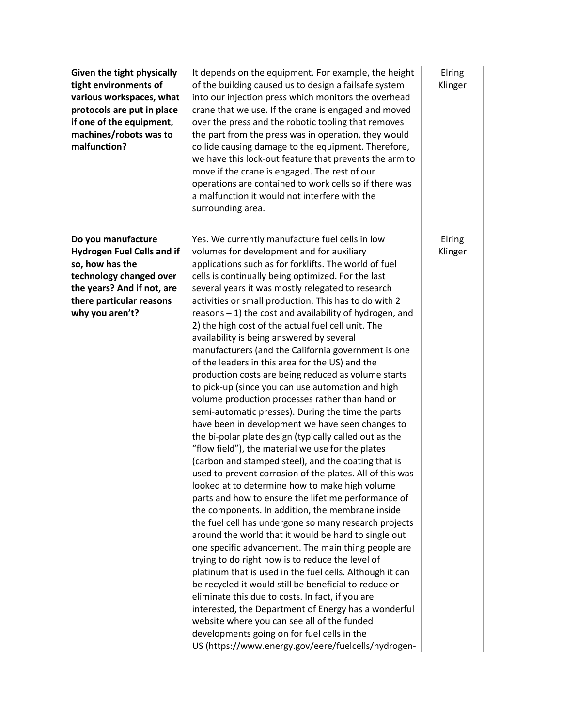| **Given the tight physically tight environments of various workspaces, what protocols are put in place if one of the equipment, machines/robots was to malfunction?** | It depends on the equipment. For example, the height of the building caused us to design a failsafe system into our injection press which monitors the overhead crane that we use. If the crane is engaged and moved over the press and the robotic tooling that removes the part from the press was in operation, they would collide causing damage to the equipment. Therefore, we have this lock-out feature that prevents the arm to move if the crane is engaged. The rest of our operations are contained to work cells so if there was a malfunction it would not interfere with the surrounding area. | Elring Klinger |
|---|---|---|
| **Do you manufacture Hydrogen Fuel Cells and if so, how has the technology changed over the years? And if not, are there particular reasons why you aren't?** | Yes. We currently manufacture fuel cells in low volumes for development and for auxiliary applications such as for forklifts. The world of fuel cells is continually being optimized. For the last several years it was mostly relegated to research activities or small production. This has to do with 2 reasons – 1) the cost and availability of hydrogen, and 2) the high cost of the actual fuel cell unit. The availability is being answered by several manufacturers (and the California government is one of the leaders in this area for the US) and the production costs are being reduced as volume starts to pick-up (since you can use automation and high volume production processes rather than hand or semi-automatic presses). During the time the parts have been in development we have seen changes to the bi-polar plate design (typically called out as the "flow field"), the material we use for the plates (carbon and stamped steel), and the coating that is used to prevent corrosion of the plates. All of this was looked at to determine how to make high volume parts and how to ensure the lifetime performance of the components. In addition, the membrane inside the fuel cell has undergone so many research projects around the world that it would be hard to single out one specific advancement. The main thing people are trying to do right now is to reduce the level of platinum that is used in the fuel cells. Although it can be recycled it would still be beneficial to reduce or eliminate this due to costs. In fact, if you are interested, the Department of Energy has a wonderful website where you can see all of the funded developments going on for fuel cells in the US (https://www.energy.gov/eere/fuelcells/hydrogen- | Elring Klinger |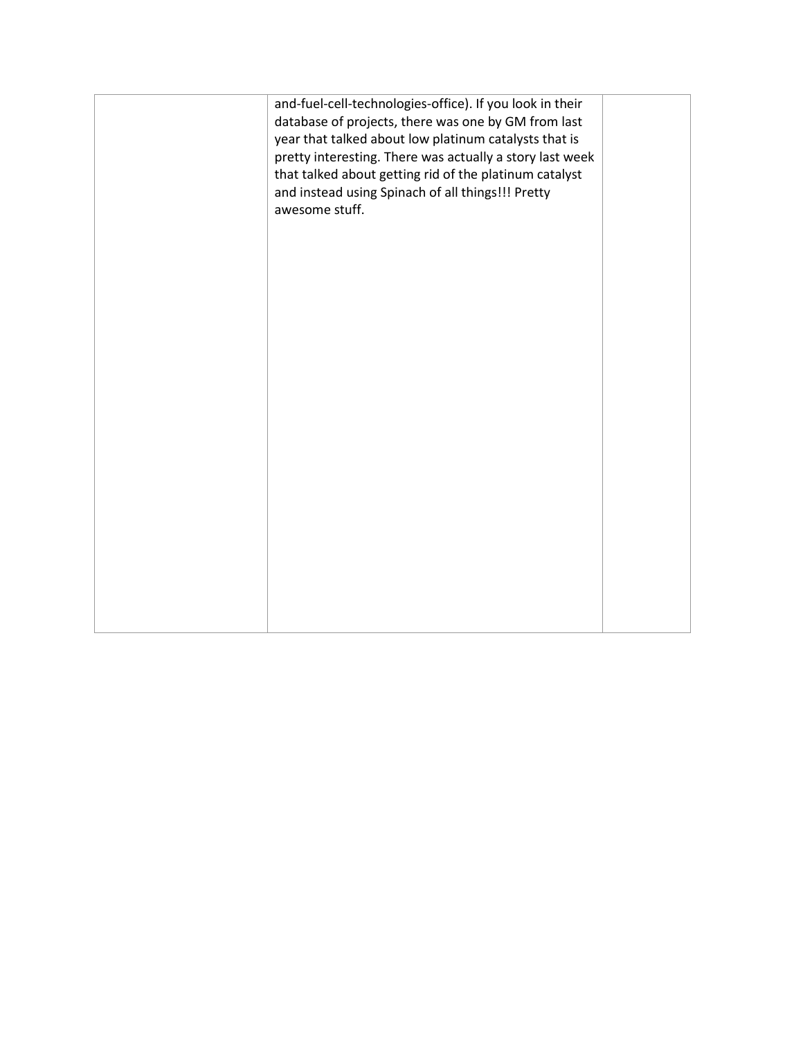|  | and-fuel-cell-technologies-office). If you look in their database of projects, there was one by GM from last year that talked about low platinum catalysts that is pretty interesting. There was actually a story last week that talked about getting rid of the platinum catalyst and instead using Spinach of all things!!! Pretty awesome stuff. |  |
|---|---|---|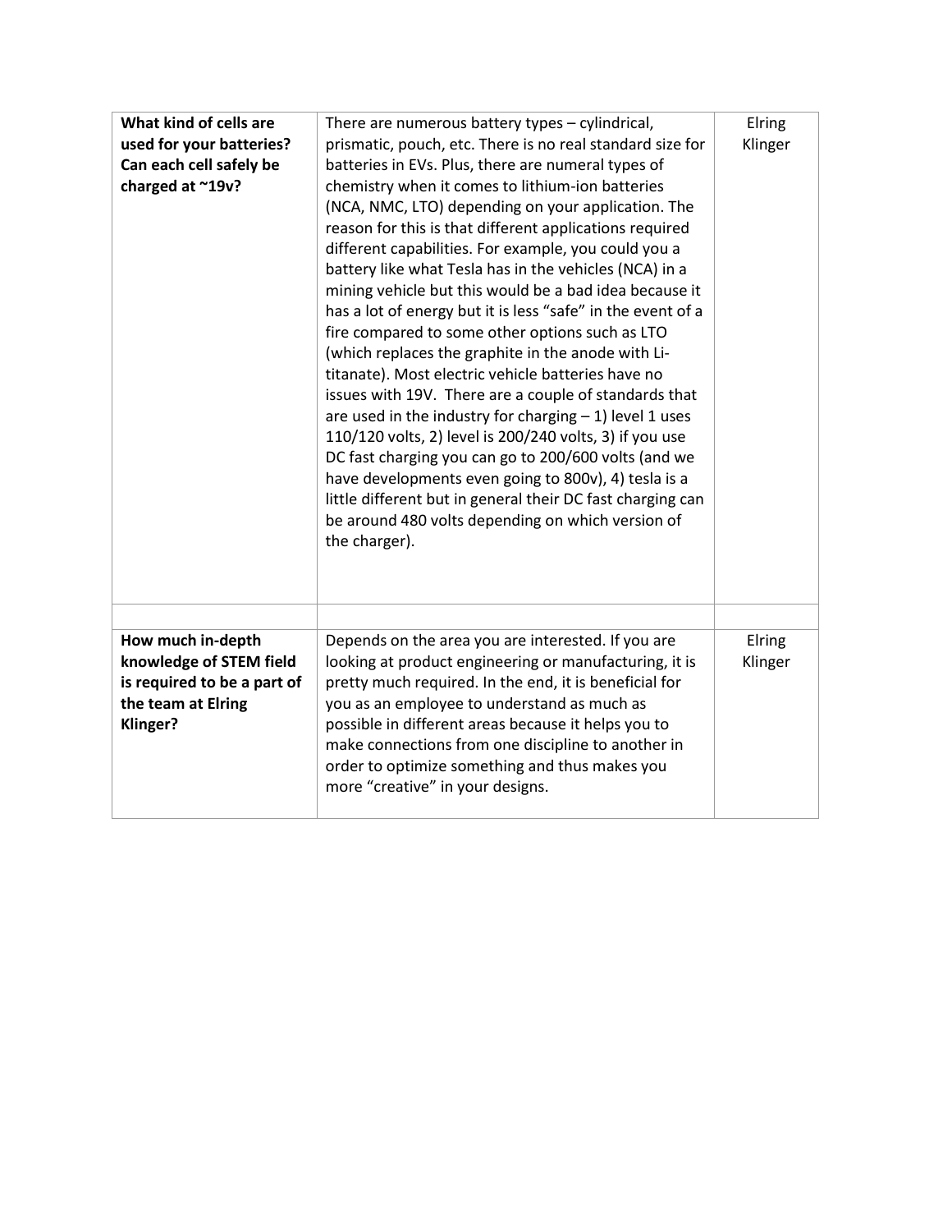| **What kind of cells are used for your batteries? Can each cell safely be charged at ~19v?** | There are numerous battery types – cylindrical, prismatic, pouch, etc. There is no real standard size for batteries in EVs. Plus, there are numeral types of chemistry when it comes to lithium-ion batteries (NCA, NMC, LTO) depending on your application. The reason for this is that different applications required different capabilities. For example, you could you a battery like what Tesla has in the vehicles (NCA) in a mining vehicle but this would be a bad idea because it has a lot of energy but it is less "safe" in the event of a fire compared to some other options such as LTO (which replaces the graphite in the anode with Li-titanate). Most electric vehicle batteries have no issues with 19V. There are a couple of standards that are used in the industry for charging – 1) level 1 uses 110/120 volts, 2) level is 200/240 volts, 3) if you use DC fast charging you can go to 200/600 volts (and we have developments even going to 800v), 4) tesla is a little different but in general their DC fast charging can be around 480 volts depending on which version of the charger). | Elring Klinger |
|---|---|---|
| | | |
| **How much in-depth knowledge of STEM field is required to be a part of the team at Elring Klinger?** | Depends on the area you are interested. If you are looking at product engineering or manufacturing, it is pretty much required. In the end, it is beneficial for you as an employee to understand as much as possible in different areas because it helps you to make connections from one discipline to another in order to optimize something and thus makes you more "creative" in your designs. | Elring Klinger |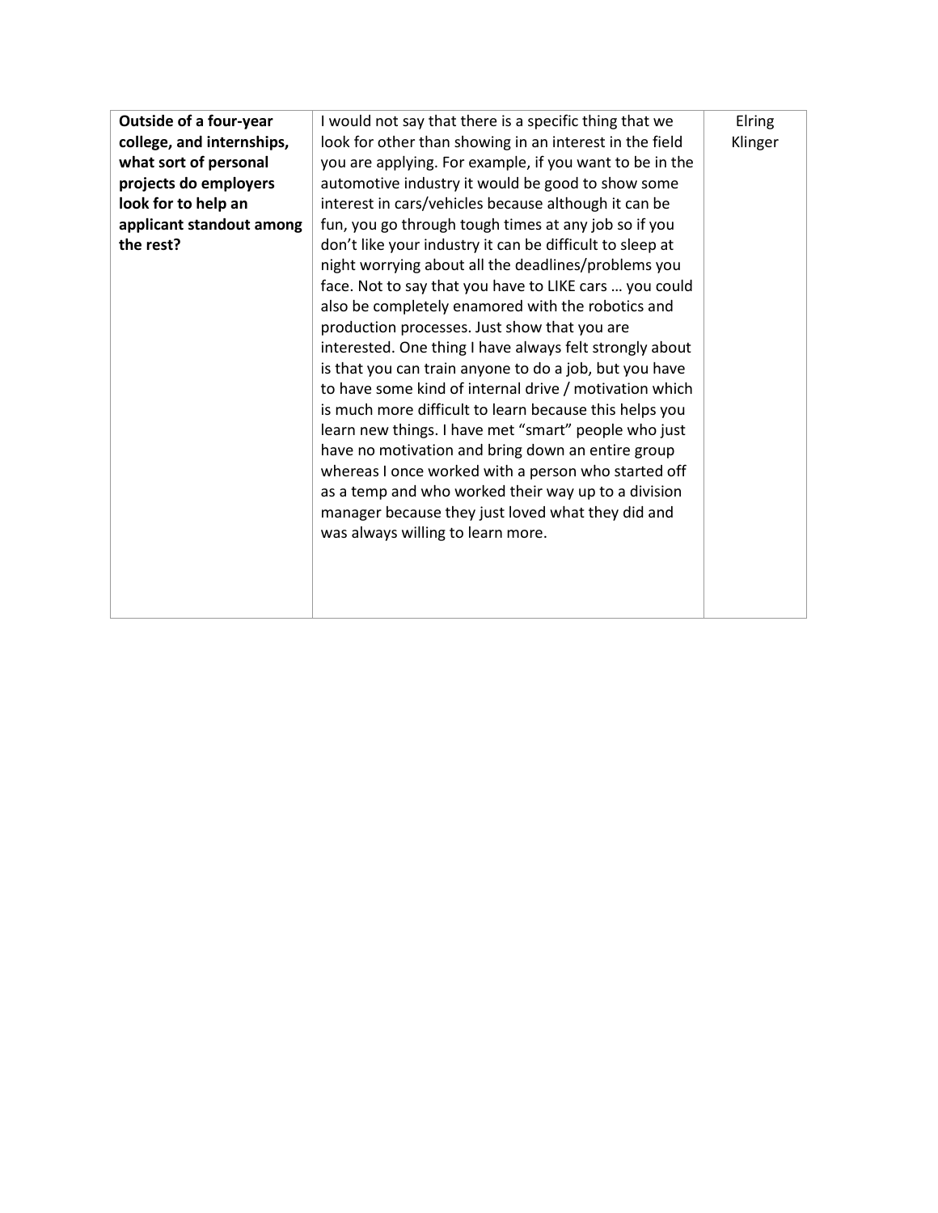| | | |
|---|---|---|
| **Outside of a four-year college, and internships, what sort of personal projects do employers look for to help an applicant standout among the rest?** | I would not say that there is a specific thing that we look for other than showing in an interest in the field you are applying. For example, if you want to be in the automotive industry it would be good to show some interest in cars/vehicles because although it can be fun, you go through tough times at any job so if you don't like your industry it can be difficult to sleep at night worrying about all the deadlines/problems you face. Not to say that you have to LIKE cars … you could also be completely enamored with the robotics and production processes. Just show that you are interested. One thing I have always felt strongly about is that you can train anyone to do a job, but you have to have some kind of internal drive / motivation which is much more difficult to learn because this helps you learn new things. I have met "smart" people who just have no motivation and bring down an entire group whereas I once worked with a person who started off as a temp and who worked their way up to a division manager because they just loved what they did and was always willing to learn more. | Elring Klinger |